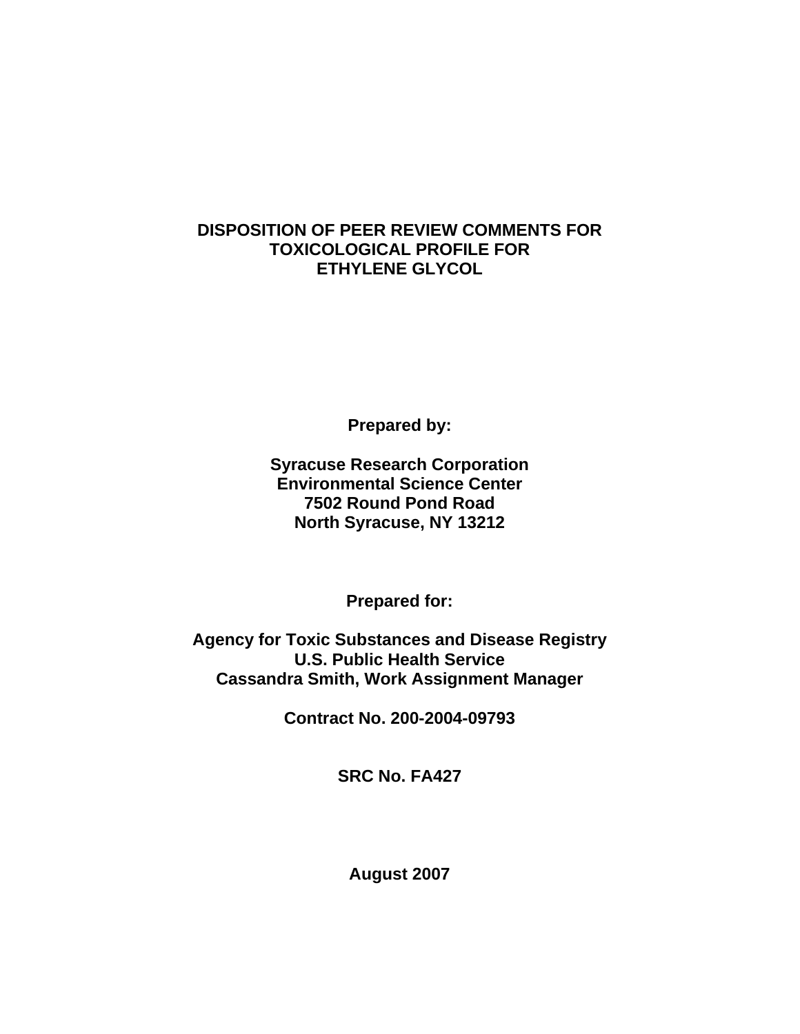# DISPOSITION OF PEER REVIEW COMMENTS FOR TOXICOLOGICAL PROFILE FOR ETHYLENE GLYCOL

**Prepared by:**

**Syracuse Research Corporation**
**Environmental Science Center**
**7502 Round Pond Road**
**North Syracuse, NY 13212**

**Prepared for:**

**Agency for Toxic Substances and Disease Registry**
**U.S. Public Health Service**
**Cassandra Smith, Work Assignment Manager**

**Contract No. 200-2004-09793**

**SRC No. FA427**

**August 2007**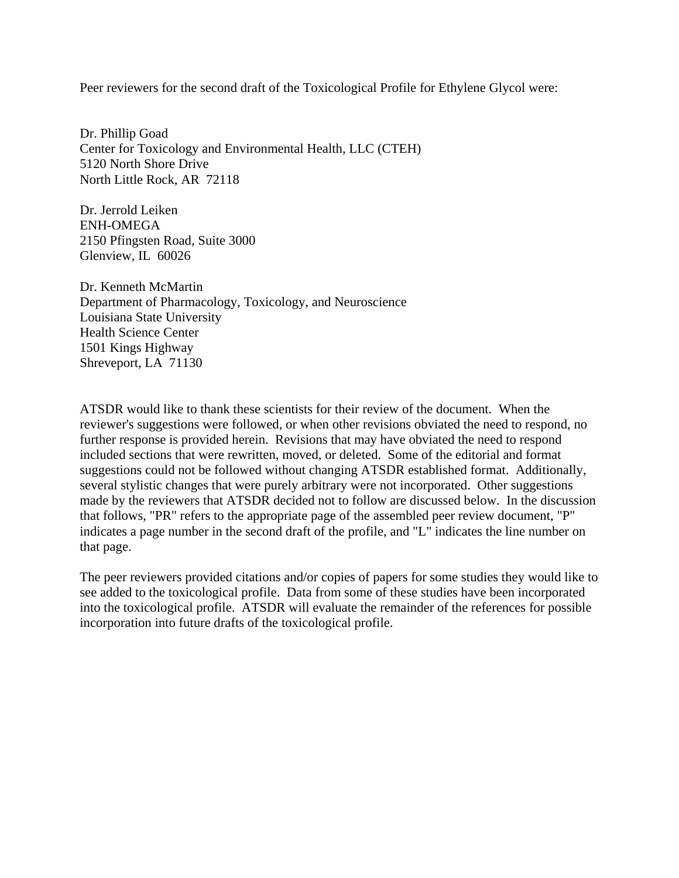Peer reviewers for the second draft of the Toxicological Profile for Ethylene Glycol were:

Dr. Phillip Goad
Center for Toxicology and Environmental Health, LLC (CTEH)
5120 North Shore Drive
North Little Rock, AR 72118

Dr. Jerrold Leiken
ENH-OMEGA
2150 Pfingsten Road, Suite 3000
Glenview, IL 60026

Dr. Kenneth McMartin
Department of Pharmacology, Toxicology, and Neuroscience
Louisiana State University
Health Science Center
1501 Kings Highway
Shreveport, LA 71130

ATSDR would like to thank these scientists for their review of the document. When the reviewer's suggestions were followed, or when other revisions obviated the need to respond, no further response is provided herein. Revisions that may have obviated the need to respond included sections that were rewritten, moved, or deleted. Some of the editorial and format suggestions could not be followed without changing ATSDR established format. Additionally, several stylistic changes that were purely arbitrary were not incorporated. Other suggestions made by the reviewers that ATSDR decided not to follow are discussed below. In the discussion that follows, "PR" refers to the appropriate page of the assembled peer review document, "P" indicates a page number in the second draft of the profile, and "L" indicates the line number on that page.

The peer reviewers provided citations and/or copies of papers for some studies they would like to see added to the toxicological profile. Data from some of these studies have been incorporated into the toxicological profile. ATSDR will evaluate the remainder of the references for possible incorporation into future drafts of the toxicological profile.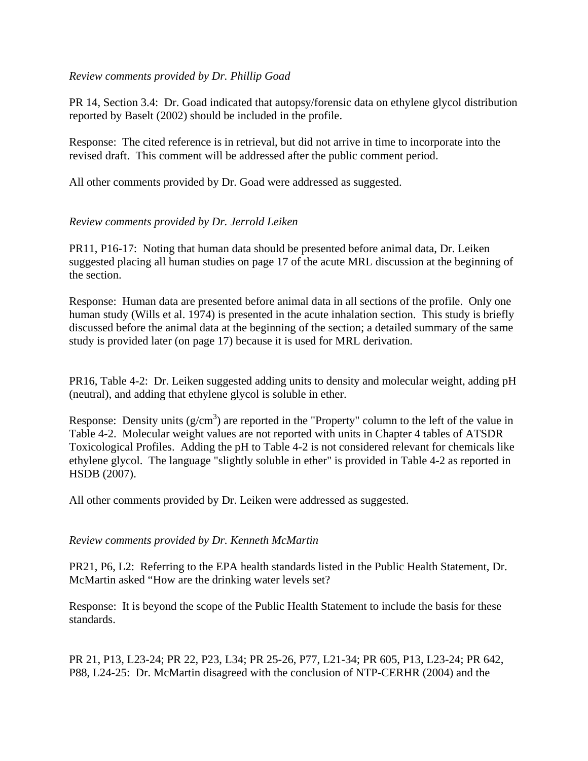*Review comments provided by Dr. Phillip Goad*

PR 14, Section 3.4: Dr. Goad indicated that autopsy/forensic data on ethylene glycol distribution reported by Baselt (2002) should be included in the profile.

Response: The cited reference is in retrieval, but did not arrive in time to incorporate into the revised draft. This comment will be addressed after the public comment period.

All other comments provided by Dr. Goad were addressed as suggested.

*Review comments provided by Dr. Jerrold Leiken*

PR11, P16-17: Noting that human data should be presented before animal data, Dr. Leiken suggested placing all human studies on page 17 of the acute MRL discussion at the beginning of the section.

Response: Human data are presented before animal data in all sections of the profile. Only one human study (Wills et al. 1974) is presented in the acute inhalation section. This study is briefly discussed before the animal data at the beginning of the section; a detailed summary of the same study is provided later (on page 17) because it is used for MRL derivation.

PR16, Table 4-2: Dr. Leiken suggested adding units to density and molecular weight, adding pH (neutral), and adding that ethylene glycol is soluble in ether.

Response: Density units ($g/cm^3$) are reported in the "Property" column to the left of the value in Table 4-2. Molecular weight values are not reported with units in Chapter 4 tables of ATSDR Toxicological Profiles. Adding the pH to Table 4-2 is not considered relevant for chemicals like ethylene glycol. The language "slightly soluble in ether" is provided in Table 4-2 as reported in HSDB (2007).

All other comments provided by Dr. Leiken were addressed as suggested.

*Review comments provided by Dr. Kenneth McMartin*

PR21, P6, L2: Referring to the EPA health standards listed in the Public Health Statement, Dr. McMartin asked "How are the drinking water levels set?

Response: It is beyond the scope of the Public Health Statement to include the basis for these standards.

PR 21, P13, L23-24; PR 22, P23, L34; PR 25-26, P77, L21-34; PR 605, P13, L23-24; PR 642, P88, L24-25: Dr. McMartin disagreed with the conclusion of NTP-CERHR (2004) and the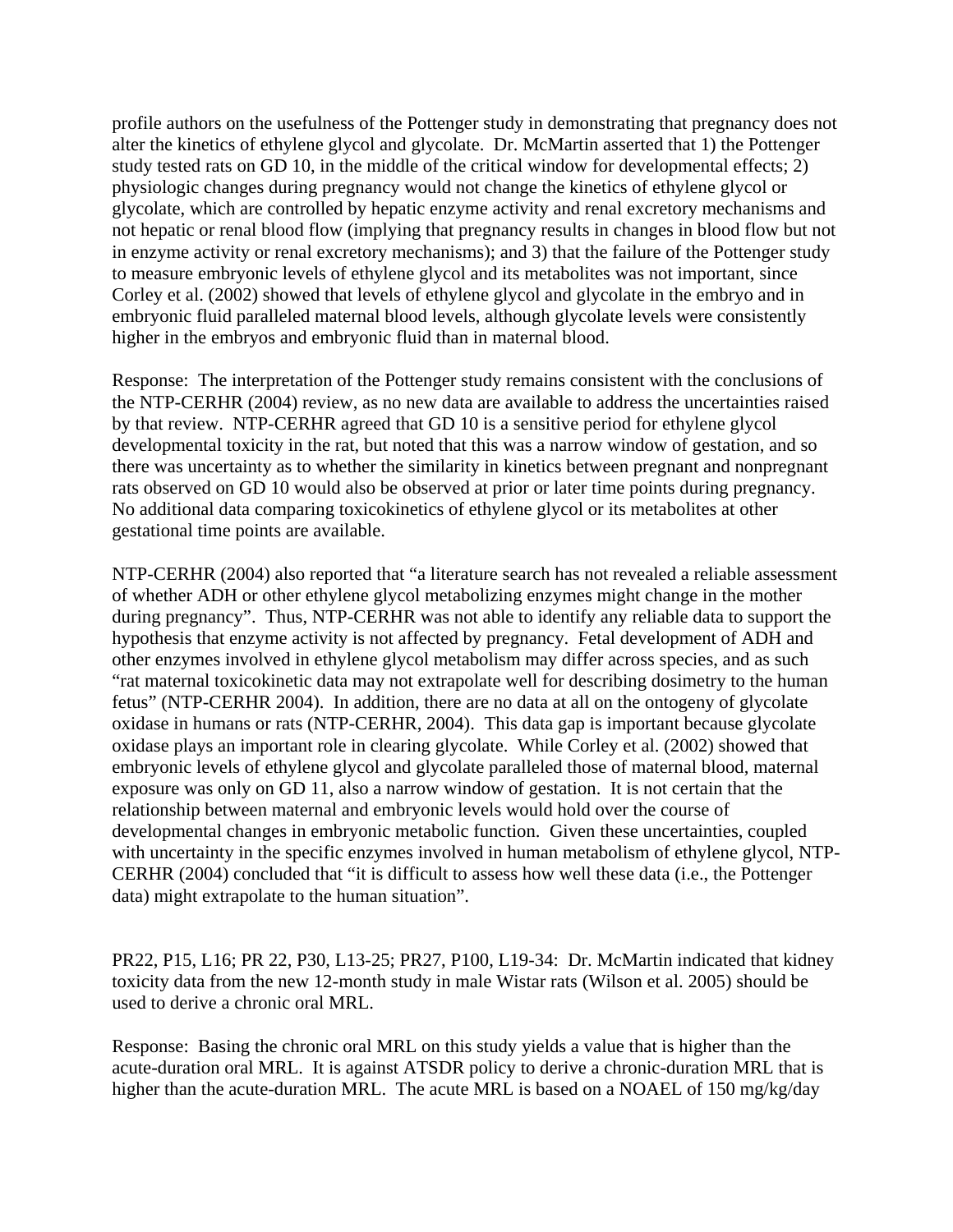profile authors on the usefulness of the Pottenger study in demonstrating that pregnancy does not alter the kinetics of ethylene glycol and glycolate. Dr. McMartin asserted that 1) the Pottenger study tested rats on GD 10, in the middle of the critical window for developmental effects; 2) physiologic changes during pregnancy would not change the kinetics of ethylene glycol or glycolate, which are controlled by hepatic enzyme activity and renal excretory mechanisms and not hepatic or renal blood flow (implying that pregnancy results in changes in blood flow but not in enzyme activity or renal excretory mechanisms); and 3) that the failure of the Pottenger study to measure embryonic levels of ethylene glycol and its metabolites was not important, since Corley et al. (2002) showed that levels of ethylene glycol and glycolate in the embryo and in embryonic fluid paralleled maternal blood levels, although glycolate levels were consistently higher in the embryos and embryonic fluid than in maternal blood.

Response: The interpretation of the Pottenger study remains consistent with the conclusions of the NTP-CERHR (2004) review, as no new data are available to address the uncertainties raised by that review. NTP-CERHR agreed that GD 10 is a sensitive period for ethylene glycol developmental toxicity in the rat, but noted that this was a narrow window of gestation, and so there was uncertainty as to whether the similarity in kinetics between pregnant and nonpregnant rats observed on GD 10 would also be observed at prior or later time points during pregnancy. No additional data comparing toxicokinetics of ethylene glycol or its metabolites at other gestational time points are available.

NTP-CERHR (2004) also reported that "a literature search has not revealed a reliable assessment of whether ADH or other ethylene glycol metabolizing enzymes might change in the mother during pregnancy". Thus, NTP-CERHR was not able to identify any reliable data to support the hypothesis that enzyme activity is not affected by pregnancy. Fetal development of ADH and other enzymes involved in ethylene glycol metabolism may differ across species, and as such "rat maternal toxicokinetic data may not extrapolate well for describing dosimetry to the human fetus" (NTP-CERHR 2004). In addition, there are no data at all on the ontogeny of glycolate oxidase in humans or rats (NTP-CERHR, 2004). This data gap is important because glycolate oxidase plays an important role in clearing glycolate. While Corley et al. (2002) showed that embryonic levels of ethylene glycol and glycolate paralleled those of maternal blood, maternal exposure was only on GD 11, also a narrow window of gestation. It is not certain that the relationship between maternal and embryonic levels would hold over the course of developmental changes in embryonic metabolic function. Given these uncertainties, coupled with uncertainty in the specific enzymes involved in human metabolism of ethylene glycol, NTP-CERHR (2004) concluded that "it is difficult to assess how well these data (i.e., the Pottenger data) might extrapolate to the human situation".

PR22, P15, L16; PR 22, P30, L13-25; PR27, P100, L19-34: Dr. McMartin indicated that kidney toxicity data from the new 12-month study in male Wistar rats (Wilson et al. 2005) should be used to derive a chronic oral MRL.

Response: Basing the chronic oral MRL on this study yields a value that is higher than the acute-duration oral MRL. It is against ATSDR policy to derive a chronic-duration MRL that is higher than the acute-duration MRL. The acute MRL is based on a NOAEL of 150 mg/kg/day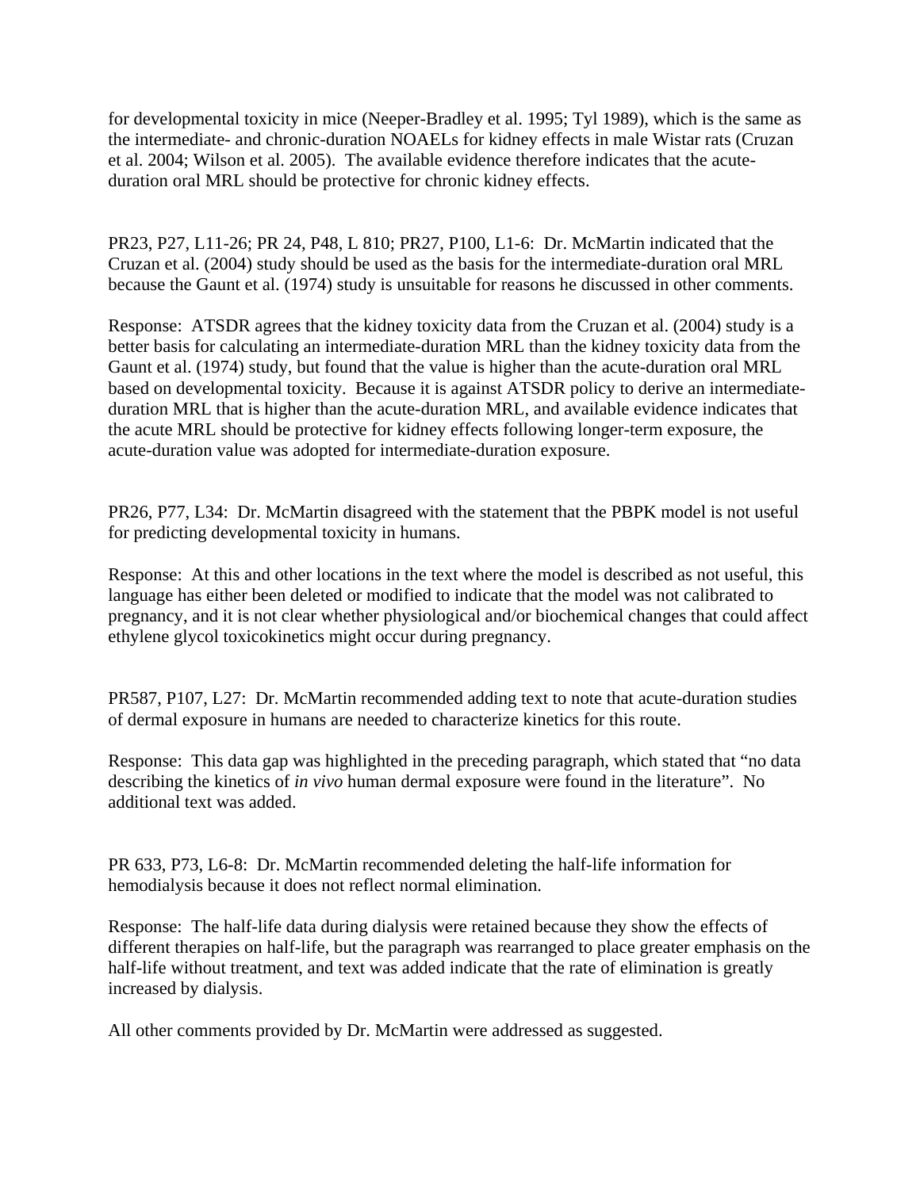for developmental toxicity in mice (Neeper-Bradley et al. 1995; Tyl 1989), which is the same as the intermediate- and chronic-duration NOAELs for kidney effects in male Wistar rats (Cruzan et al. 2004; Wilson et al. 2005). The available evidence therefore indicates that the acute-duration oral MRL should be protective for chronic kidney effects.

PR23, P27, L11-26; PR 24, P48, L 810; PR27, P100, L1-6: Dr. McMartin indicated that the Cruzan et al. (2004) study should be used as the basis for the intermediate-duration oral MRL because the Gaunt et al. (1974) study is unsuitable for reasons he discussed in other comments.

Response: ATSDR agrees that the kidney toxicity data from the Cruzan et al. (2004) study is a better basis for calculating an intermediate-duration MRL than the kidney toxicity data from the Gaunt et al. (1974) study, but found that the value is higher than the acute-duration oral MRL based on developmental toxicity. Because it is against ATSDR policy to derive an intermediate-duration MRL that is higher than the acute-duration MRL, and available evidence indicates that the acute MRL should be protective for kidney effects following longer-term exposure, the acute-duration value was adopted for intermediate-duration exposure.

PR26, P77, L34: Dr. McMartin disagreed with the statement that the PBPK model is not useful for predicting developmental toxicity in humans.

Response: At this and other locations in the text where the model is described as not useful, this language has either been deleted or modified to indicate that the model was not calibrated to pregnancy, and it is not clear whether physiological and/or biochemical changes that could affect ethylene glycol toxicokinetics might occur during pregnancy.

PR587, P107, L27: Dr. McMartin recommended adding text to note that acute-duration studies of dermal exposure in humans are needed to characterize kinetics for this route.

Response: This data gap was highlighted in the preceding paragraph, which stated that "no data describing the kinetics of *in vivo* human dermal exposure were found in the literature". No additional text was added.

PR 633, P73, L6-8: Dr. McMartin recommended deleting the half-life information for hemodialysis because it does not reflect normal elimination.

Response: The half-life data during dialysis were retained because they show the effects of different therapies on half-life, but the paragraph was rearranged to place greater emphasis on the half-life without treatment, and text was added indicate that the rate of elimination is greatly increased by dialysis.

All other comments provided by Dr. McMartin were addressed as suggested.